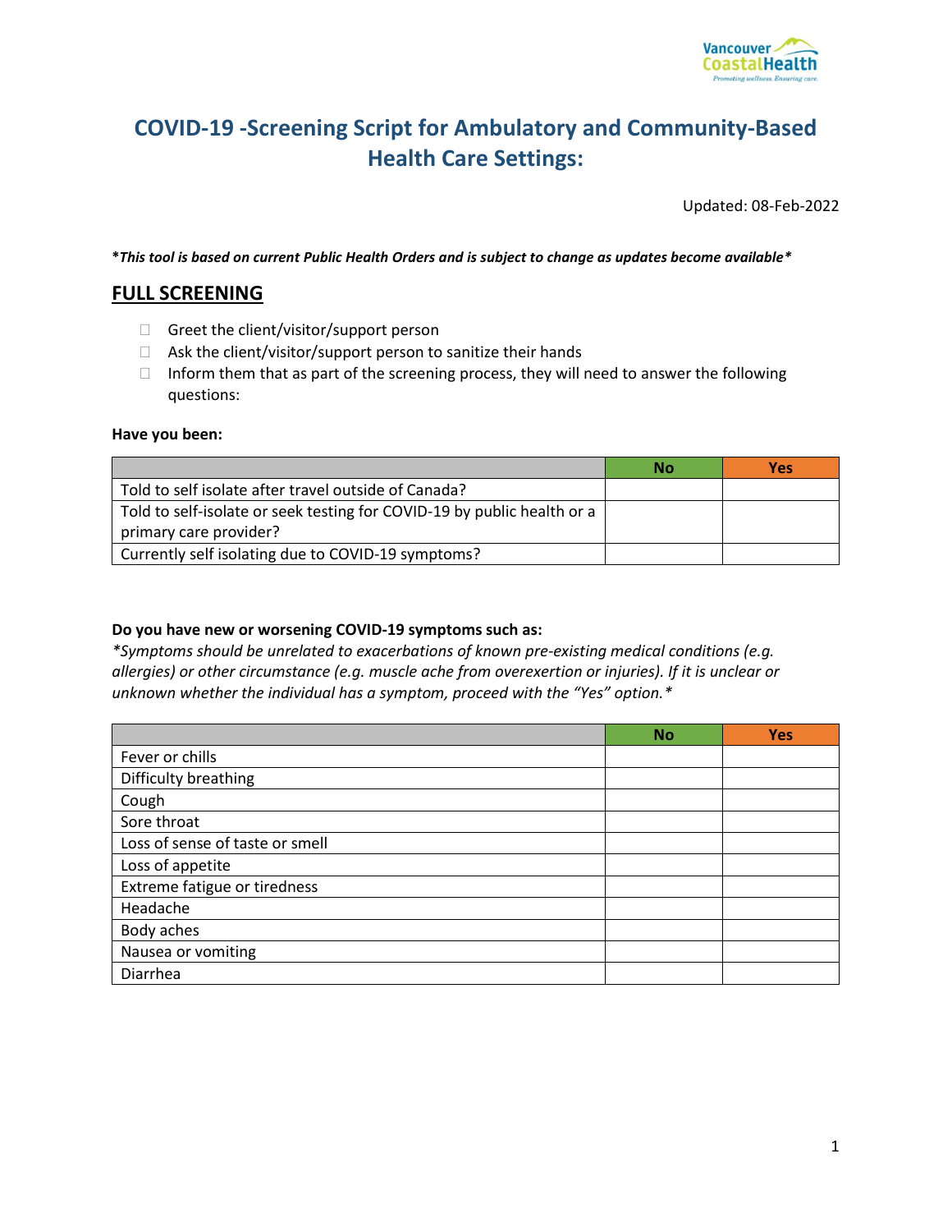# COVID-19 -Screening Script for Ambulatory and Community-Based Health Care Settings:

Updated: 08-Feb-2022

***This tool is based on current Public Health Orders and is subject to change as updates become available***

## FULL SCREENING

- ☐ Greet the client/visitor/support person
- ☐ Ask the client/visitor/support person to sanitize their hands
- ☐ Inform them that as part of the screening process, they will need to answer the following questions:

**Have you been:**

| | No | Yes |
|---|---|---|
| Told to self isolate after travel outside of Canada? | | |
| Told to self-isolate or seek testing for COVID-19 by public health or a primary care provider? | | |
| Currently self isolating due to COVID-19 symptoms? | | |

**Do you have new or worsening COVID-19 symptoms such as:**

**Symptoms should be unrelated to exacerbations of known pre-existing medical conditions (e.g. allergies) or other circumstance (e.g. muscle ache from overexertion or injuries). If it is unclear or unknown whether the individual has a symptom, proceed with the "Yes" option.**

| | No | Yes |
|---|---|---|
| Fever or chills | | |
| Difficulty breathing | | |
| Cough | | |
| Sore throat | | |
| Loss of sense of taste or smell | | |
| Loss of appetite | | |
| Extreme fatigue or tiredness | | |
| Headache | | |
| Body aches | | |
| Nausea or vomiting | | |
| Diarrhea | | |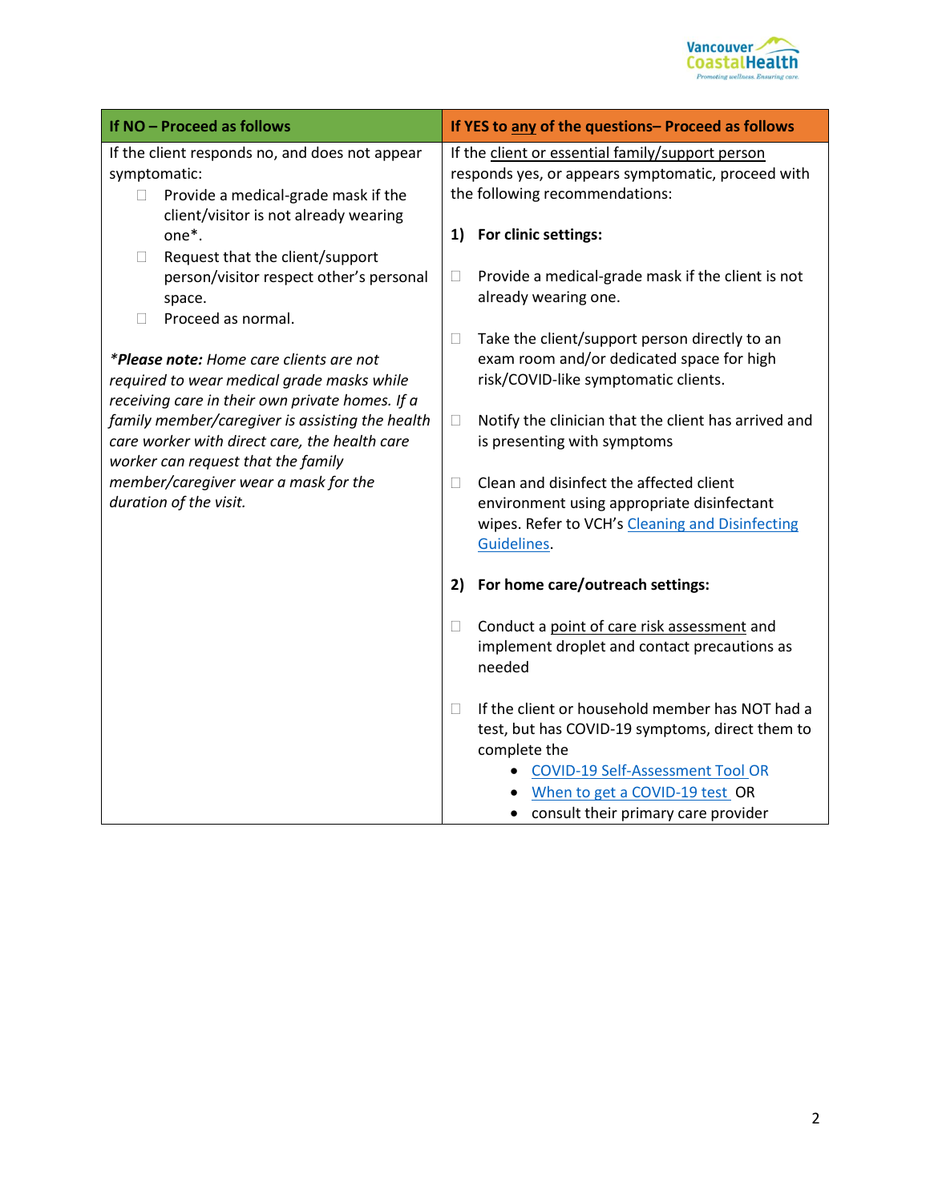| If NO – Proceed as follows | If YES to any of the questions– Proceed as follows |
| --- | --- |
| If the client responds no, and does not appear symptomatic:<br>☐ Provide a medical-grade mask if the client/visitor is not already wearing one*.<br>☐ Request that the client/support person/visitor respect other's personal space.<br>☐ Proceed as normal.<br><br>****Please note:** Home care clients are not required to wear medical grade masks while receiving care in their own private homes. If a family member/caregiver is assisting the health care worker with direct care, the health care worker can request that the family member/caregiver wear a mask for the duration of the visit.* | If the client or essential family/support person responds yes, or appears symptomatic, proceed with the following recommendations:<br><br>**1) For clinic settings:**<br><br>☐ Provide a medical-grade mask if the client is not already wearing one.<br><br>☐ Take the client/support person directly to an exam room and/or dedicated space for high risk/COVID-like symptomatic clients.<br><br>☐ Notify the clinician that the client has arrived and is presenting with symptoms<br><br>☐ Clean and disinfect the affected client environment using appropriate disinfectant wipes. Refer to VCH's Cleaning and Disinfecting Guidelines.<br><br>**2) For home care/outreach settings:**<br><br>☐ Conduct a point of care risk assessment and implement droplet and contact precautions as needed<br><br>☐ If the client or household member has NOT had a test, but has COVID-19 symptoms, direct them to complete the<br>• COVID-19 Self-Assessment Tool OR<br>• When to get a COVID-19 test OR<br>• consult their primary care provider |